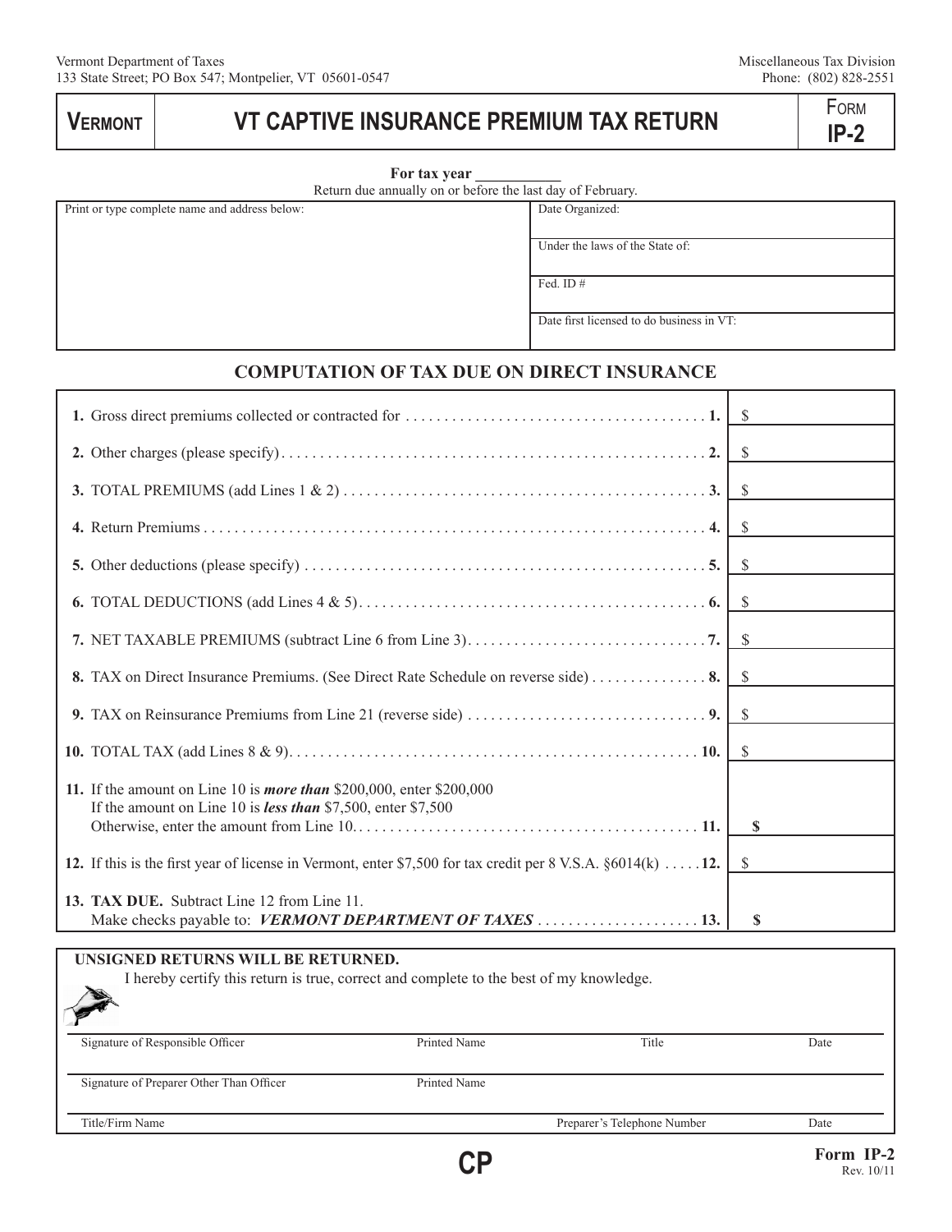Vermont Department of Taxes
133 State Street; PO Box 547; Montpelier, VT 05601-0547

Miscellaneous Tax Division
Phone: (802) 828-2551

# VERMONT — VT CAPTIVE INSURANCE PREMIUM TAX RETURN — FORM IP-2

**For tax year ___________**

Return due annually on or before the last day of February.

| Print or type complete name and address below: | |
|---|---|
| | Date Organized: |
| | Under the laws of the State of: |
| | Fed. ID # |
| | Date first licensed to do business in VT: |

## COMPUTATION OF TAX DUE ON DIRECT INSURANCE

| Line | Amount |
|---|---|
| **1.** Gross direct premiums collected or contracted for . . . . . . . . **1.** | $ |
| **2.** Other charges (please specify) . . . . . . . . **2.** | $ |
| **3.** TOTAL PREMIUMS (add Lines 1 & 2) . . . . . . . . **3.** | $ |
| **4.** Return Premiums . . . . . . . . **4.** | $ |
| **5.** Other deductions (please specify) . . . . . . . . **5.** | $ |
| **6.** TOTAL DEDUCTIONS (add Lines 4 & 5) . . . . . . . . **6.** | $ |
| **7.** NET TAXABLE PREMIUMS (subtract Line 6 from Line 3) . . . . . . . . **7.** | $ |
| **8.** TAX on Direct Insurance Premiums. (See Direct Rate Schedule on reverse side) . . . . . . . . **8.** | $ |
| **9.** TAX on Reinsurance Premiums from Line 21 (reverse side) . . . . . . . . **9.** | $ |
| **10.** TOTAL TAX (add Lines 8 & 9) . . . . . . . . **10.** | $ |
| **11.** If the amount on Line 10 is ***more than*** $200,000, enter $200,000<br>If the amount on Line 10 is ***less than*** $7,500, enter $7,500<br>Otherwise, enter the amount from Line 10 . . . . . . . . **11.** | **$** |
| **12.** If this is the first year of license in Vermont, enter $7,500 for tax credit per 8 V.S.A. §6014(k) . . . . . **12.** | $ |
| **13. TAX DUE.** Subtract Line 12 from Line 11.<br>Make checks payable to: ***VERMONT DEPARTMENT OF TAXES*** . . . . . . . . **13.** | **$** |

**UNSIGNED RETURNS WILL BE RETURNED.**

I hereby certify this return is true, correct and complete to the best of my knowledge.

| Signature of Responsible Officer | Printed Name | Title | Date |
|---|---|---|---|
| | | | |

| Signature of Preparer Other Than Officer | Printed Name |
|---|---|
| | |

| Title/Firm Name | Preparer's Telephone Number | Date |
|---|---|---|
| | | |

CP

**Form IP-2**
Rev. 10/11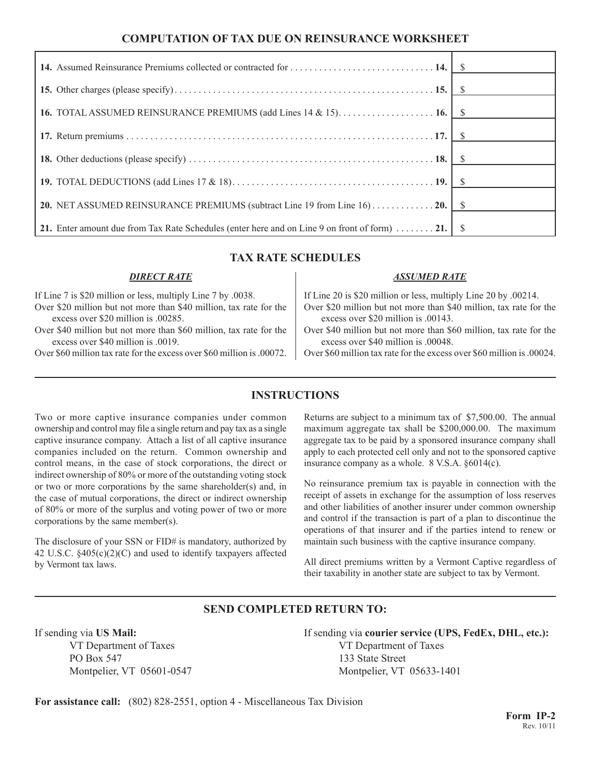## COMPUTATION OF TAX DUE ON REINSURANCE WORKSHEET

| | |
|---|---|
| **14.** Assumed Reinsurance Premiums collected or contracted for . . . . . . . . . . . . . . . . . . . . . . . . . . . . . . **14.** | $ |
| **15.** Other charges (please specify) . . . . . . . . . . . . . . . . . . . . . . . . . . . . . . . . . . . . . . . . . . . . . . . . . . . . **15.** | $ |
| **16.** TOTAL ASSUMED REINSURANCE PREMIUMS (add Lines 14 & 15). . . . . . . . . . . . . . . . . . . . **16.** | $ |
| **17.** Return premiums . . . . . . . . . . . . . . . . . . . . . . . . . . . . . . . . . . . . . . . . . . . . . . . . . . . . . . . . . . . . . . . **17.** | $ |
| **18.** Other deductions (please specify) . . . . . . . . . . . . . . . . . . . . . . . . . . . . . . . . . . . . . . . . . . . . . . . . . . **18.** | $ |
| **19.** TOTAL DEDUCTIONS (add Lines 17 & 18). . . . . . . . . . . . . . . . . . . . . . . . . . . . . . . . . . . . . . . . . . **19.** | $ |
| **20.** NET ASSUMED REINSURANCE PREMIUMS (subtract Line 19 from Line 16) . . . . . . . . . . . . . **20.** | $ |
| **21.** Enter amount due from Tax Rate Schedules (enter here and on Line 9 on front of form) . . . . . . . . **21.** | $ |

## TAX RATE SCHEDULES

***DIRECT RATE***

If Line 7 is $20 million or less, multiply Line 7 by .0038.

Over $20 million but not more than $40 million, tax rate for the excess over $20 million is .00285.

Over $40 million but not more than $60 million, tax rate for the excess over $40 million is .0019.

Over $60 million tax rate for the excess over $60 million is .00072.

***ASSUMED RATE***

If Line 20 is $20 million or less, multiply Line 20 by .00214.

Over $20 million but not more than $40 million, tax rate for the excess over $20 million is .00143.

Over $40 million but not more than $60 million, tax rate for the excess over $40 million is .00048.

Over $60 million tax rate for the excess over $60 million is .00024.

## INSTRUCTIONS

Two or more captive insurance companies under common ownership and control may file a single return and pay tax as a single captive insurance company. Attach a list of all captive insurance companies included on the return. Common ownership and control means, in the case of stock corporations, the direct or indirect ownership of 80% or more of the outstanding voting stock or two or more corporations by the same shareholder(s) and, in the case of mutual corporations, the direct or indirect ownership of 80% or more of the surplus and voting power of two or more corporations by the same member(s).

The disclosure of your SSN or FID# is mandatory, authorized by 42 U.S.C. §405(c)(2)(C) and used to identify taxpayers affected by Vermont tax laws.

Returns are subject to a minimum tax of $7,500.00. The annual maximum aggregate tax shall be $200,000.00. The maximum aggregate tax to be paid by a sponsored insurance company shall apply to each protected cell only and not to the sponsored captive insurance company as a whole. 8 V.S.A. §6014(c).

No reinsurance premium tax is payable in connection with the receipt of assets in exchange for the assumption of loss reserves and other liabilities of another insurer under common ownership and control if the transaction is part of a plan to discontinue the operations of that insurer and if the parties intend to renew or maintain such business with the captive insurance company.

All direct premiums written by a Vermont Captive regardless of their taxability in another state are subject to tax by Vermont.

## SEND COMPLETED RETURN TO:

If sending via **US Mail:**

VT Department of Taxes
PO Box 547
Montpelier, VT 05601-0547

If sending via **courier service (UPS, FedEx, DHL, etc.):**

VT Department of Taxes
133 State Street
Montpelier, VT 05633-1401

**For assistance call:** (802) 828-2551, option 4 - Miscellaneous Tax Division

**Form IP-2**
Rev. 10/11